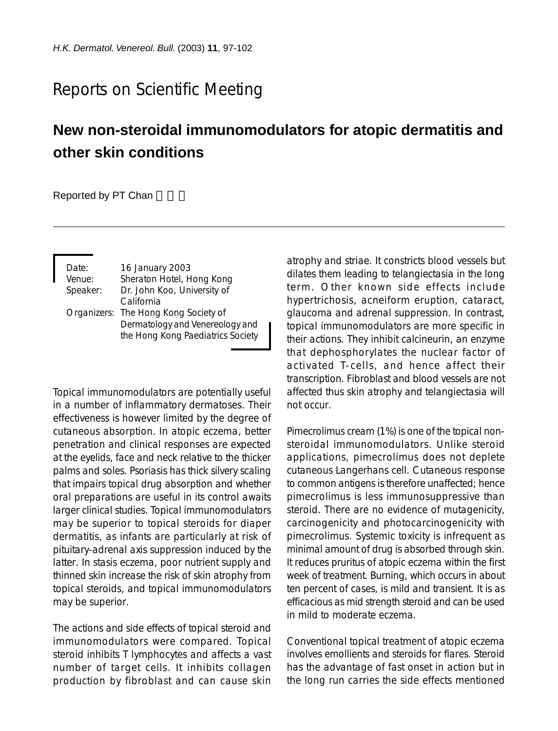Reports on Scientific Meeting

# New non-steroidal immunomodulators for atopic dermatitis and other skin conditions

Reported by PT Chan 陳培德

Date: 16 January 2003
Venue: Sheraton Hotel, Hong Kong
Speaker: Dr. John Koo, University of California
Organizers: The Hong Kong Society of Dermatology and Venereology and the Hong Kong Paediatrics Society

Topical immunomodulators are potentially useful in a number of inflammatory dermatoses. Their effectiveness is however limited by the degree of cutaneous absorption. In atopic eczema, better penetration and clinical responses are expected at the eyelids, face and neck relative to the thicker palms and soles. Psoriasis has thick silvery scaling that impairs topical drug absorption and whether oral preparations are useful in its control awaits larger clinical studies. Topical immunomodulators may be superior to topical steroids for diaper dermatitis, as infants are particularly at risk of pituitary-adrenal axis suppression induced by the latter. In stasis eczema, poor nutrient supply and thinned skin increase the risk of skin atrophy from topical steroids, and topical immunomodulators may be superior.

The actions and side effects of topical steroid and immunomodulators were compared. Topical steroid inhibits T lymphocytes and affects a vast number of target cells. It inhibits collagen production by fibroblast and can cause skin atrophy and striae. It constricts blood vessels but dilates them leading to telangiectasia in the long term. Other known side effects include hypertrichosis, acneiform eruption, cataract, glaucoma and adrenal suppression. In contrast, topical immunomodulators are more specific in their actions. They inhibit calcineurin, an enzyme that dephosphorylates the nuclear factor of activated T-cells, and hence affect their transcription. Fibroblast and blood vessels are not affected thus skin atrophy and telangiectasia will not occur.

Pimecrolimus cream (1%) is one of the topical non-steroidal immunomodulators. Unlike steroid applications, pimecrolimus does not deplete cutaneous Langerhans cell. Cutaneous response to common antigens is therefore unaffected; hence pimecrolimus is less immunosuppressive than steroid. There are no evidence of mutagenicity, carcinogenicity and photocarcinogenicity with pimecrolimus. Systemic toxicity is infrequent as minimal amount of drug is absorbed through skin. It reduces pruritus of atopic eczema within the first week of treatment. Burning, which occurs in about ten percent of cases, is mild and transient. It is as efficacious as mid strength steroid and can be used in mild to moderate eczema.

Conventional topical treatment of atopic eczema involves emollients and steroids for flares. Steroid has the advantage of fast onset in action but in the long run carries the side effects mentioned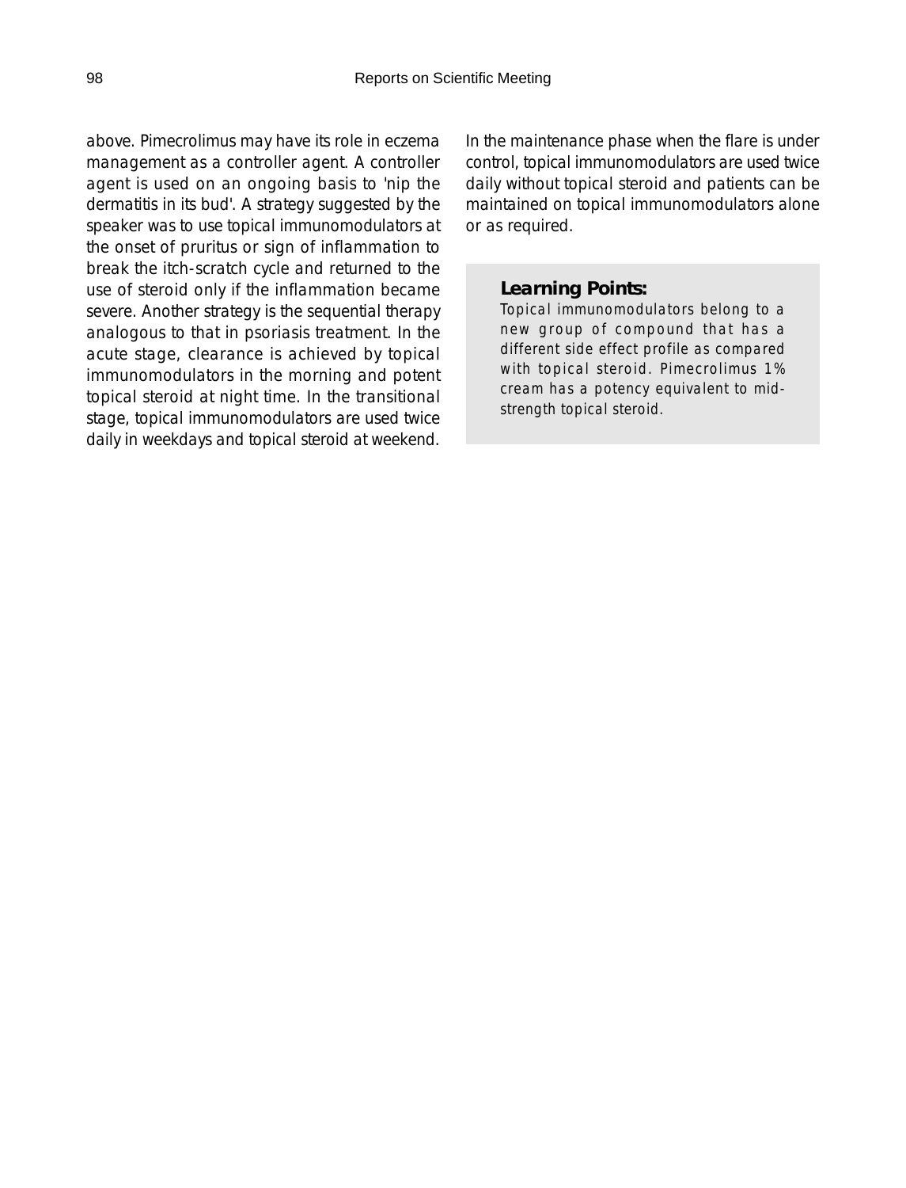above. Pimecrolimus may have its role in eczema management as a controller agent. A controller agent is used on an ongoing basis to 'nip the dermatitis in its bud'. A strategy suggested by the speaker was to use topical immunomodulators at the onset of pruritus or sign of inflammation to break the itch-scratch cycle and returned to the use of steroid only if the inflammation became severe. Another strategy is the sequential therapy analogous to that in psoriasis treatment. In the acute stage, clearance is achieved by topical immunomodulators in the morning and potent topical steroid at night time. In the transitional stage, topical immunomodulators are used twice daily in weekdays and topical steroid at weekend. In the maintenance phase when the flare is under control, topical immunomodulators are used twice daily without topical steroid and patients can be maintained on topical immunomodulators alone or as required.

**Learning Points:**

Topical immunomodulators belong to a new group of compound that has a different side effect profile as compared with topical steroid. Pimecrolimus 1% cream has a potency equivalent to mid-strength topical steroid.